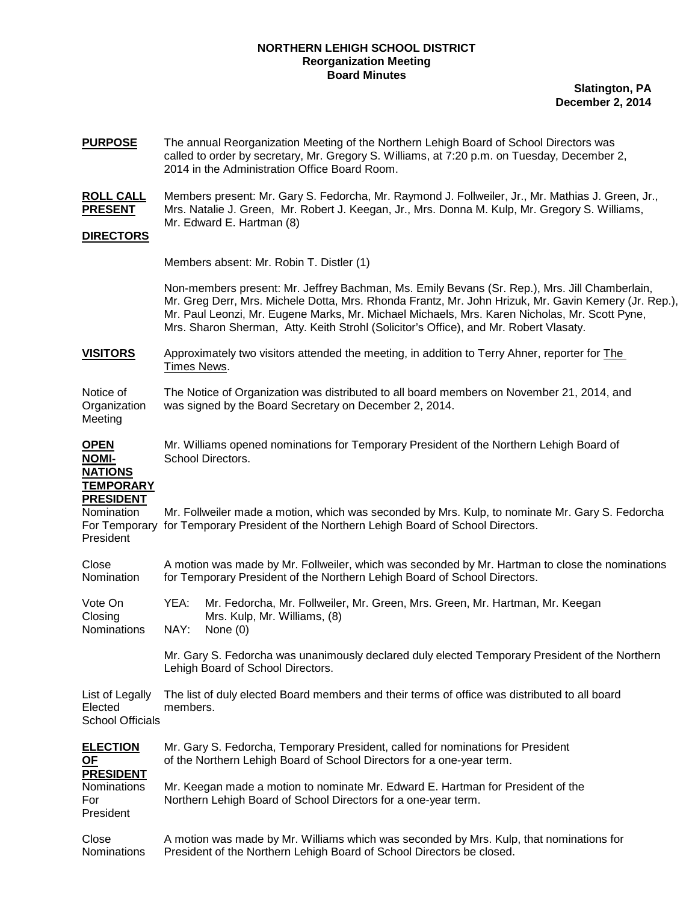**NORTHERN LEHIGH SCHOOL DISTRICT**
**Reorganization Meeting**
**Board Minutes**

**Slatington, PA**
**December 2, 2014**

**PURPOSE** The annual Reorganization Meeting of the Northern Lehigh Board of School Directors was called to order by secretary, Mr. Gregory S. Williams, at 7:20 p.m. on Tuesday, December 2, 2014 in the Administration Office Board Room.

**ROLL CALL PRESENT DIRECTORS** Members present: Mr. Gary S. Fedorcha, Mr. Raymond J. Follweiler, Jr., Mr. Mathias J. Green, Jr., Mrs. Natalie J. Green, Mr. Robert J. Keegan, Jr., Mrs. Donna M. Kulp, Mr. Gregory S. Williams, Mr. Edward E. Hartman (8)

Members absent: Mr. Robin T. Distler (1)

Non-members present: Mr. Jeffrey Bachman, Ms. Emily Bevans (Sr. Rep.), Mrs. Jill Chamberlain, Mr. Greg Derr, Mrs. Michele Dotta, Mrs. Rhonda Frantz, Mr. John Hrizuk, Mr. Gavin Kemery (Jr. Rep.), Mr. Paul Leonzi, Mr. Eugene Marks, Mr. Michael Michaels, Mrs. Karen Nicholas, Mr. Scott Pyne, Mrs. Sharon Sherman, Atty. Keith Strohl (Solicitor's Office), and Mr. Robert Vlasaty.

**VISITORS** Approximately two visitors attended the meeting, in addition to Terry Ahner, reporter for The Times News.

Notice of Organization Meeting — The Notice of Organization was distributed to all board members on November 21, 2014, and was signed by the Board Secretary on December 2, 2014.

**OPEN NOMINATIONS TEMPORARY PRESIDENT** Mr. Williams opened nominations for Temporary President of the Northern Lehigh Board of School Directors.

Nomination For Temporary President — Mr. Follweiler made a motion, which was seconded by Mrs. Kulp, to nominate Mr. Gary S. Fedorcha for Temporary President of the Northern Lehigh Board of School Directors.

Close Nomination — A motion was made by Mr. Follweiler, which was seconded by Mr. Hartman to close the nominations for Temporary President of the Northern Lehigh Board of School Directors.

Vote On Closing Nominations

YEA: Mr. Fedorcha, Mr. Follweiler, Mr. Green, Mrs. Green, Mr. Hartman, Mr. Keegan Mrs. Kulp, Mr. Williams, (8)
NAY: None (0)

Mr. Gary S. Fedorcha was unanimously declared duly elected Temporary President of the Northern Lehigh Board of School Directors.

List of Legally Elected School Officials — The list of duly elected Board members and their terms of office was distributed to all board members.

**ELECTION OF PRESIDENT** Mr. Gary S. Fedorcha, Temporary President, called for nominations for President of the Northern Lehigh Board of School Directors for a one-year term.

Nominations For President — Mr. Keegan made a motion to nominate Mr. Edward E. Hartman for President of the Northern Lehigh Board of School Directors for a one-year term.

Close Nominations — A motion was made by Mr. Williams which was seconded by Mrs. Kulp, that nominations for President of the Northern Lehigh Board of School Directors be closed.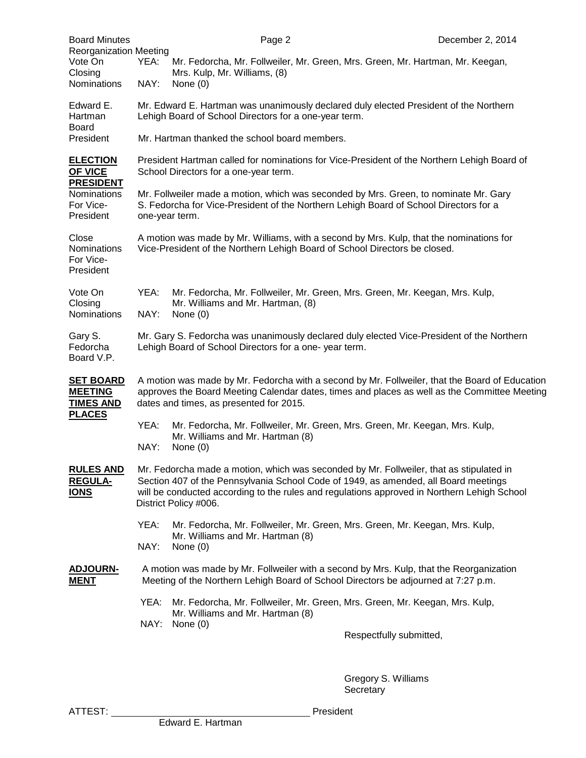Reorganization Meeting

**Vote On Closing Nominations**

YEA: Mr. Fedorcha, Mr. Follweiler, Mr. Green, Mrs. Green, Mr. Hartman, Mr. Keegan, Mrs. Kulp, Mr. Williams, (8)
NAY: None (0)

**Edward E. Hartman Board President**

Mr. Edward E. Hartman was unanimously declared duly elected President of the Northern Lehigh Board of School Directors for a one-year term.

Mr. Hartman thanked the school board members.

## ELECTION OF VICE PRESIDENT

President Hartman called for nominations for Vice-President of the Northern Lehigh Board of School Directors for a one-year term.

**Nominations For Vice-President**

Mr. Follweiler made a motion, which was seconded by Mrs. Green, to nominate Mr. Gary S. Fedorcha for Vice-President of the Northern Lehigh Board of School Directors for a one-year term.

**Close Nominations For Vice-President**

A motion was made by Mr. Williams, with a second by Mrs. Kulp, that the nominations for Vice-President of the Northern Lehigh Board of School Directors be closed.

**Vote On Closing Nominations**

YEA: Mr. Fedorcha, Mr. Follweiler, Mr. Green, Mrs. Green, Mr. Keegan, Mrs. Kulp, Mr. Williams and Mr. Hartman, (8)
NAY: None (0)

**Gary S. Fedorcha Board V.P.**

Mr. Gary S. Fedorcha was unanimously declared duly elected Vice-President of the Northern Lehigh Board of School Directors for a one- year term.

## SET BOARD MEETING TIMES AND PLACES

A motion was made by Mr. Fedorcha with a second by Mr. Follweiler, that the Board of Education approves the Board Meeting Calendar dates, times and places as well as the Committee Meeting dates and times, as presented for 2015.

YEA: Mr. Fedorcha, Mr. Follweiler, Mr. Green, Mrs. Green, Mr. Keegan, Mrs. Kulp, Mr. Williams and Mr. Hartman (8)
NAY: None (0)

## RULES AND REGULA-IONS

Mr. Fedorcha made a motion, which was seconded by Mr. Follweiler, that as stipulated in Section 407 of the Pennsylvania School Code of 1949, as amended, all Board meetings will be conducted according to the rules and regulations approved in Northern Lehigh School District Policy #006.

YEA: Mr. Fedorcha, Mr. Follweiler, Mr. Green, Mrs. Green, Mr. Keegan, Mrs. Kulp, Mr. Williams and Mr. Hartman (8)
NAY: None (0)

## ADJOURN-MENT

A motion was made by Mr. Follweiler with a second by Mrs. Kulp, that the Reorganization Meeting of the Northern Lehigh Board of School Directors be adjourned at 7:27 p.m.

YEA: Mr. Fedorcha, Mr. Follweiler, Mr. Green, Mrs. Green, Mr. Keegan, Mrs. Kulp, Mr. Williams and Mr. Hartman (8)
NAY: None (0)

Respectfully submitted,

Gregory S. Williams
Secretary

ATTEST: ______________________________ President
Edward E. Hartman